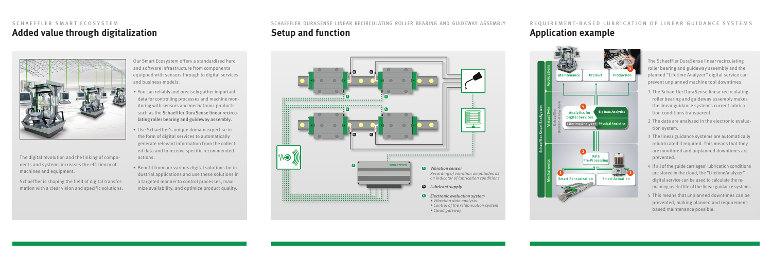SCHAEFFLER SMART ECOSYSTEM

## Added value through digitalization

The digital revolution and the linking of components and systems increases the efficiency of machines and equipment.

Schaeffler is shaping the field of digital transformation with a clear vision and specific solutions.

Our Smart Ecosystem offers a standardized hard and software infrastructure from components equipped with sensors through to digital services and business models:

- You can reliably and precisely gather important data for controlling processes and machine monitoring with sensors and mechatronic products such as the **Schaeffler DuraSense linear recirculating roller bearing and guideway assembly.**
- Use Schaeffler's unique domain expertise in the form of digital services to automatically generate relevant information from the collected data and to receive specific recommended actions.
- Benefit from our various digital solutions for industrial applications and use these solutions in a targeted manner to control processes, maximize availability, and optimize product quality.

SCHAEFFLER DURASENSE LINEAR RECIRCULATING ROLLER BEARING AND GUIDEWAY ASSEMBLY

## Setup and function

S *Vibration sensor*
*Recording of vibration amplitudes as an indicator of lubrication conditions*

*Lubricant supply*

A *Electronic evaluation system*
- *Vibration data analysis*
- *Control of the relubrication system*
- *Cloud gateway*

REQUIREMENT-BASED LUBRICATION OF LINEAR GUIDANCE SYSTEMS

## Application example

Schaeffler Smart EcoSystem — Applications: Maintenance, Product, Production (5); Virtual Twin / Schaeffler Domain Know-how: Analytics for Digital Services (4), Big Data Analytics, LifetimeAnalyzer, Physical Analytics; Mechatronics: Data Pre-Processing (2), Smart Sensorization (1), Smart Actuation (3)

The Schaeffler DuraSense linear recirculating roller bearing and guideway assembly and the planned "Lifetime Analyzer" digital service can prevent unplanned machine tool downtimes.

1. The Schaeffler DuraSense linear recirculating roller bearing and guideway assembly makes the linear guidance system's current lubrication conditions transparent.
2. The data are analyzed in the electronic evaluation system.
3. The linear guidance systems are automatically relubricated if required. This means that they are monitored and unplanned downtimes are prevented.
4. If all of the guide carriages' lubrication conditions are stored in the cloud, the "LifetimeAnalyzer" digital service can be used to calculate the remaining useful life of the linear guidance systems.
5. This means that unplanned downtimes can be prevented, making planned and requirement-based maintenance possible.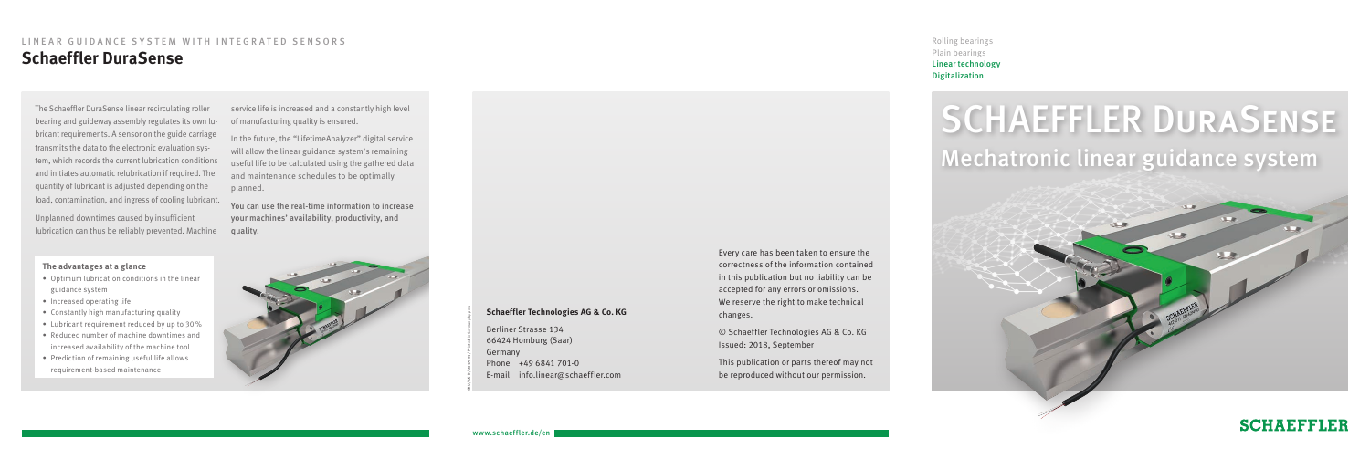LINEAR GUIDANCE SYSTEM WITH INTEGRATED SENSORS

# Schaeffler DuraSense

The Schaeffler DuraSense linear recirculating roller bearing and guideway assembly regulates its own lubricant requirements. A sensor on the guide carriage transmits the data to the electronic evaluation system, which records the current lubrication conditions and initiates automatic relubrication if required. The quantity of lubricant is adjusted depending on the load, contamination, and ingress of cooling lubricant.

Unplanned downtimes caused by insufficient lubrication can thus be reliably prevented. Machine service life is increased and a constantly high level of manufacturing quality is ensured.

In the future, the "LifetimeAnalyzer" digital service will allow the linear guidance system's remaining useful life to be calculated using the gathered data and maintenance schedules to be optimally planned.

**You can use the real-time information to increase your machines' availability, productivity, and quality.**

### The advantages at a glance

- Optimum lubrication conditions in the linear guidance system
- Increased operating life
- Constantly high manufacturing quality
- Lubricant requirement reduced by up to 30%
- Reduced number of machine downtimes and increased availability of the machine tool
- Prediction of remaining useful life allows requirement-based maintenance

**Schaeffler Technologies AG & Co. KG**

Berliner Strasse 134
66424 Homburg (Saar)
Germany
Phone +49 6841 701-0
E-mail info.linear@schaeffler.com

Every care has been taken to ensure the correctness of the information contained in this publication but no liability can be accepted for any errors or omissions. We reserve the right to make technical changes.

© Schaeffler Technologies AG & Co. KG
Issued: 2018, September

This publication or parts thereof may not be reproduced without our permission.

www.schaeffler.de/en

Rolling bearings
Plain bearings
Linear technology
Digitalization

# SCHAEFFLER DURASENSE

## Mechatronic linear guidance system

SCHAEFFLER